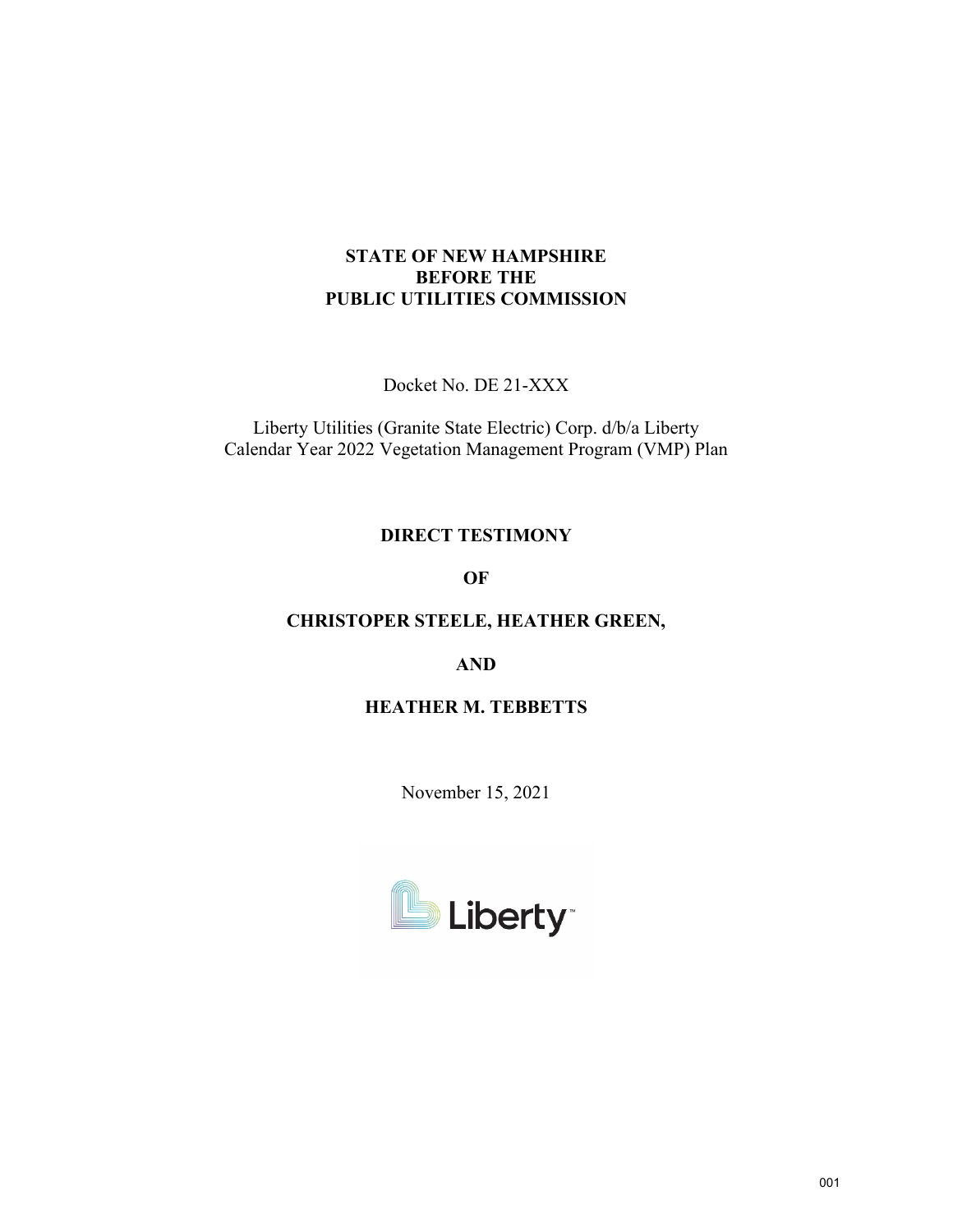**STATE OF NEW HAMPSHIRE**
**BEFORE THE**
**PUBLIC UTILITIES COMMISSION**

Docket No. DE 21-XXX

Liberty Utilities (Granite State Electric) Corp. d/b/a Liberty
Calendar Year 2022 Vegetation Management Program (VMP) Plan

**DIRECT TESTIMONY**

**OF**

**CHRISTOPER STEELE, HEATHER GREEN,**

**AND**

**HEATHER M. TEBBETTS**

November 15, 2021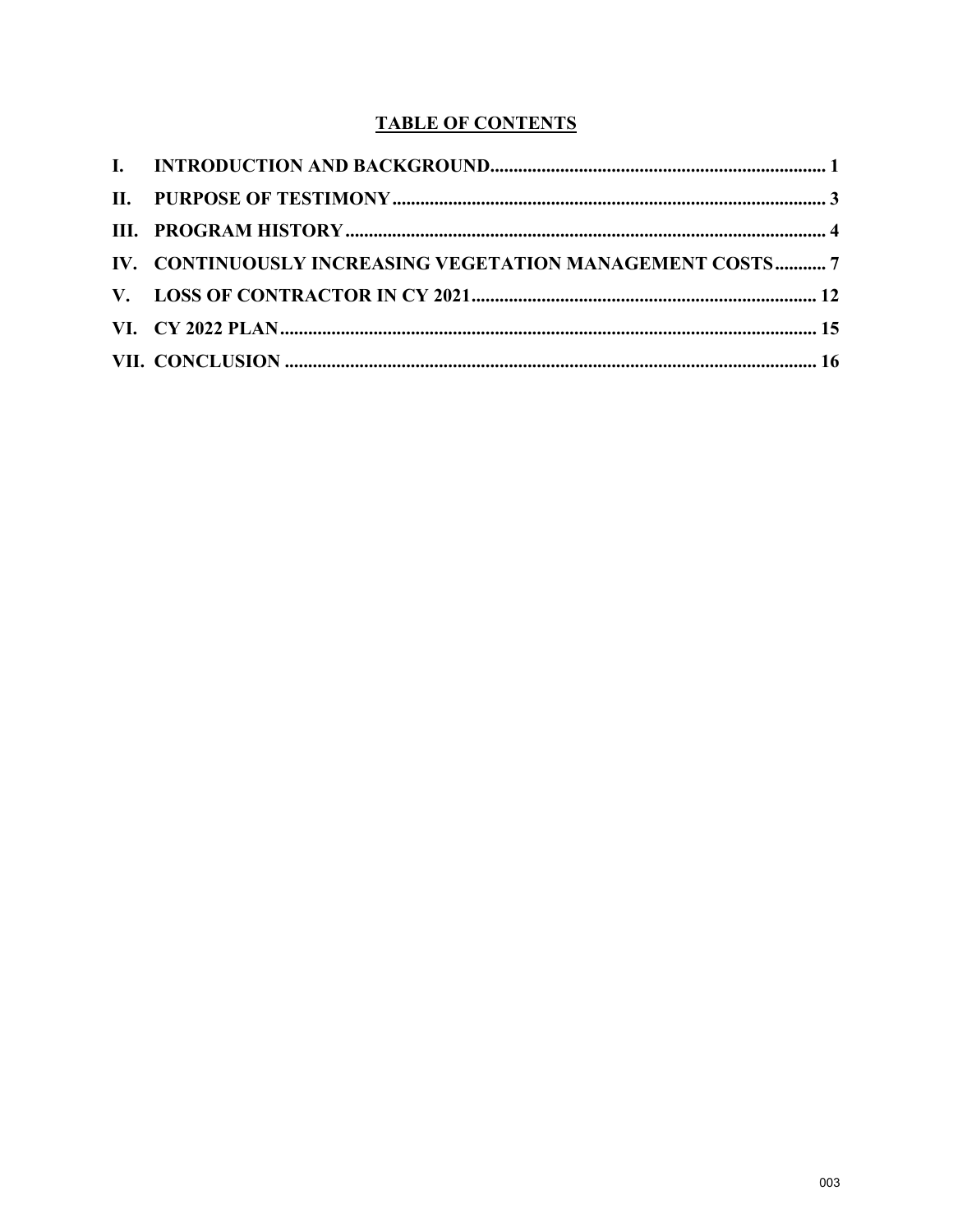## TABLE OF CONTENTS

I. INTRODUCTION AND BACKGROUND.......................................................................... 1

II. PURPOSE OF TESTIMONY............................................................................................ 3

III. PROGRAM HISTORY...................................................................................................... 4

IV. CONTINUOUSLY INCREASING VEGETATION MANAGEMENT COSTS........... 7

V. LOSS OF CONTRACTOR IN CY 2021.......................................................................... 12

VI. CY 2022 PLAN.................................................................................................................. 15

VII. CONCLUSION ................................................................................................................. 16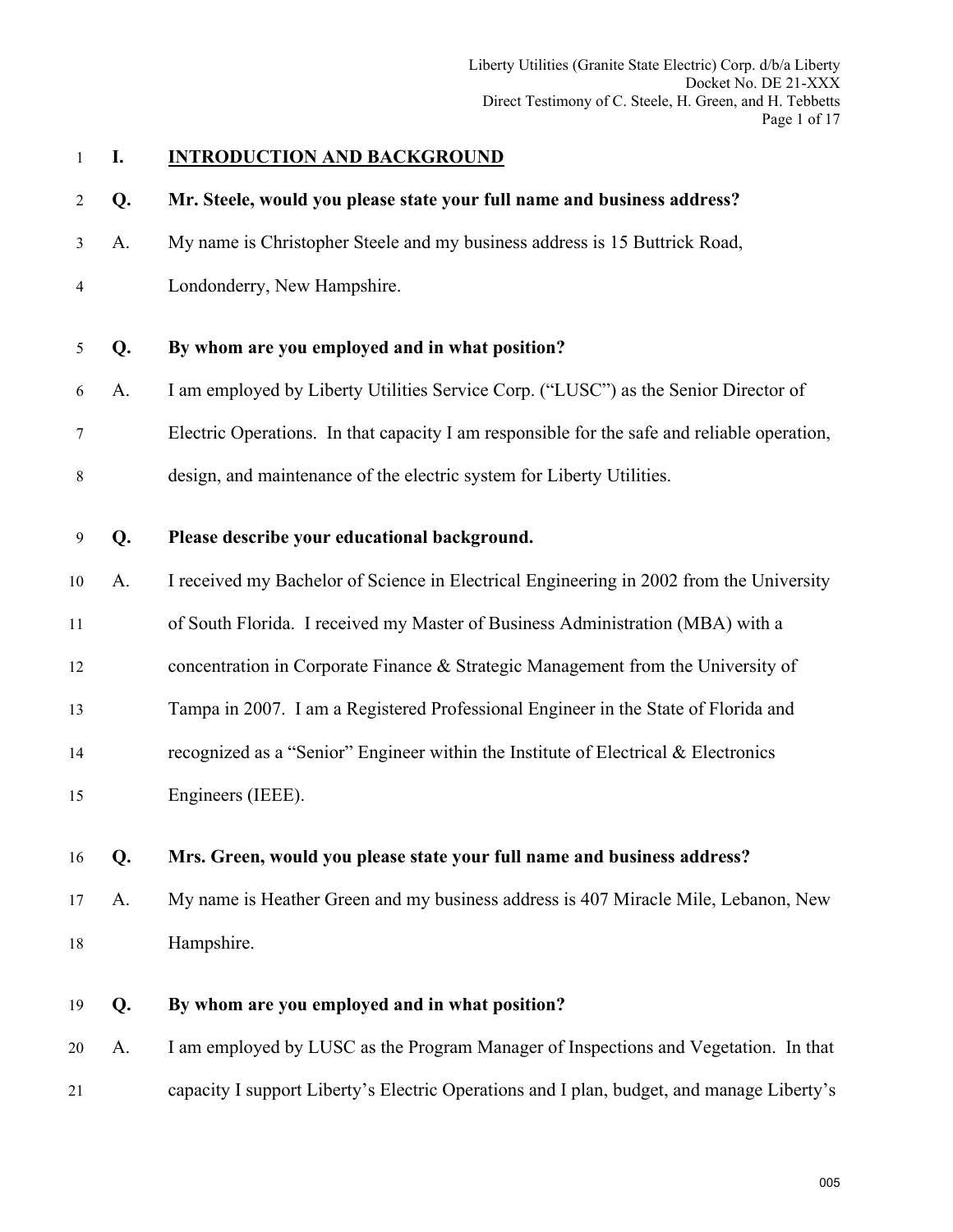## I. INTRODUCTION AND BACKGROUND

**Q. Mr. Steele, would you please state your full name and business address?**

A. My name is Christopher Steele and my business address is 15 Buttrick Road, Londonderry, New Hampshire.

**Q. By whom are you employed and in what position?**

A. I am employed by Liberty Utilities Service Corp. ("LUSC") as the Senior Director of Electric Operations. In that capacity I am responsible for the safe and reliable operation, design, and maintenance of the electric system for Liberty Utilities.

**Q. Please describe your educational background.**

A. I received my Bachelor of Science in Electrical Engineering in 2002 from the University of South Florida. I received my Master of Business Administration (MBA) with a concentration in Corporate Finance & Strategic Management from the University of Tampa in 2007. I am a Registered Professional Engineer in the State of Florida and recognized as a "Senior" Engineer within the Institute of Electrical & Electronics Engineers (IEEE).

**Q. Mrs. Green, would you please state your full name and business address?**

A. My name is Heather Green and my business address is 407 Miracle Mile, Lebanon, New Hampshire.

**Q. By whom are you employed and in what position?**

A. I am employed by LUSC as the Program Manager of Inspections and Vegetation. In that capacity I support Liberty's Electric Operations and I plan, budget, and manage Liberty's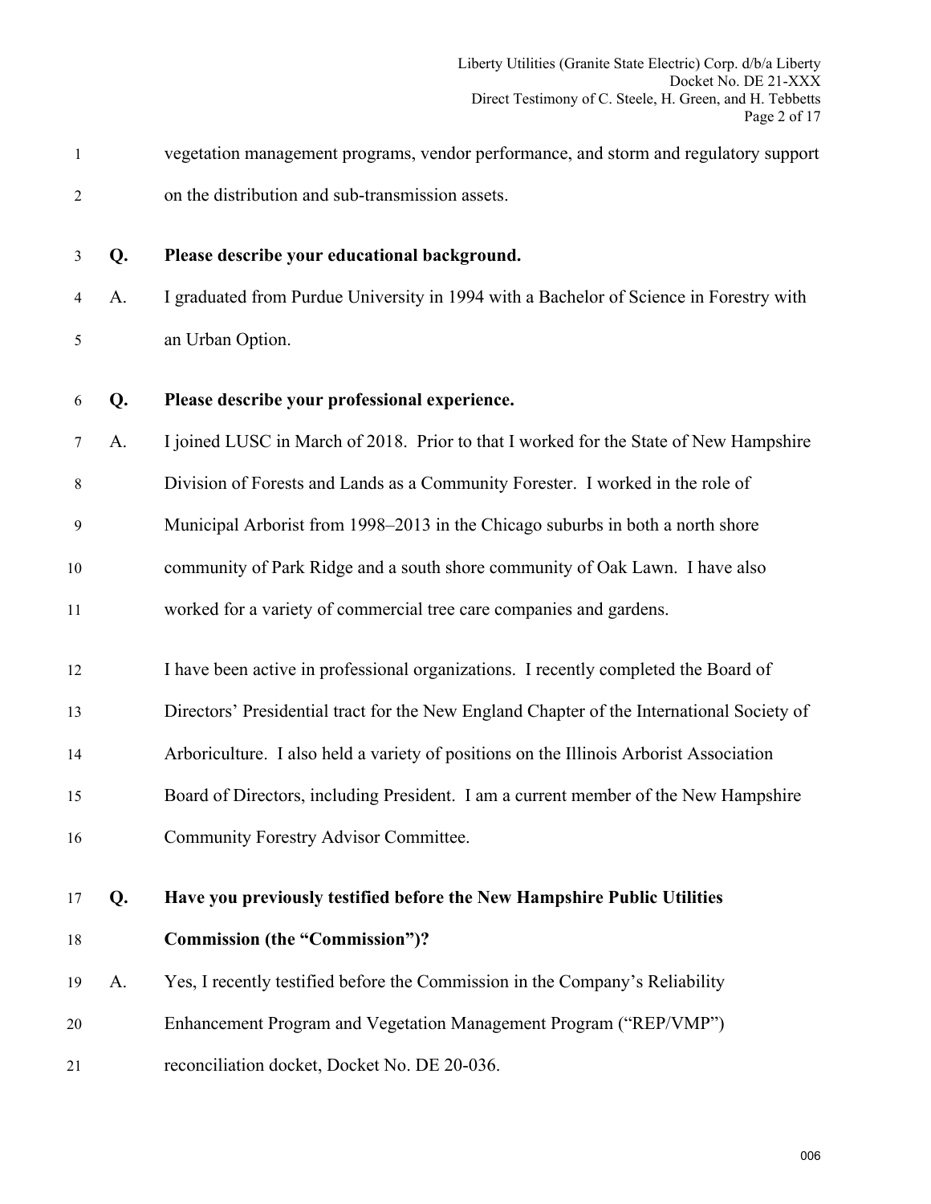vegetation management programs, vendor performance, and storm and regulatory support on the distribution and sub-transmission assets.

**Q. Please describe your educational background.**

A. I graduated from Purdue University in 1994 with a Bachelor of Science in Forestry with an Urban Option.

**Q. Please describe your professional experience.**

A. I joined LUSC in March of 2018. Prior to that I worked for the State of New Hampshire Division of Forests and Lands as a Community Forester. I worked in the role of Municipal Arborist from 1998–2013 in the Chicago suburbs in both a north shore community of Park Ridge and a south shore community of Oak Lawn. I have also worked for a variety of commercial tree care companies and gardens.

I have been active in professional organizations. I recently completed the Board of Directors' Presidential tract for the New England Chapter of the International Society of Arboriculture. I also held a variety of positions on the Illinois Arborist Association Board of Directors, including President. I am a current member of the New Hampshire Community Forestry Advisor Committee.

**Q. Have you previously testified before the New Hampshire Public Utilities Commission (the "Commission")?**

A. Yes, I recently testified before the Commission in the Company's Reliability Enhancement Program and Vegetation Management Program ("REP/VMP") reconciliation docket, Docket No. DE 20-036.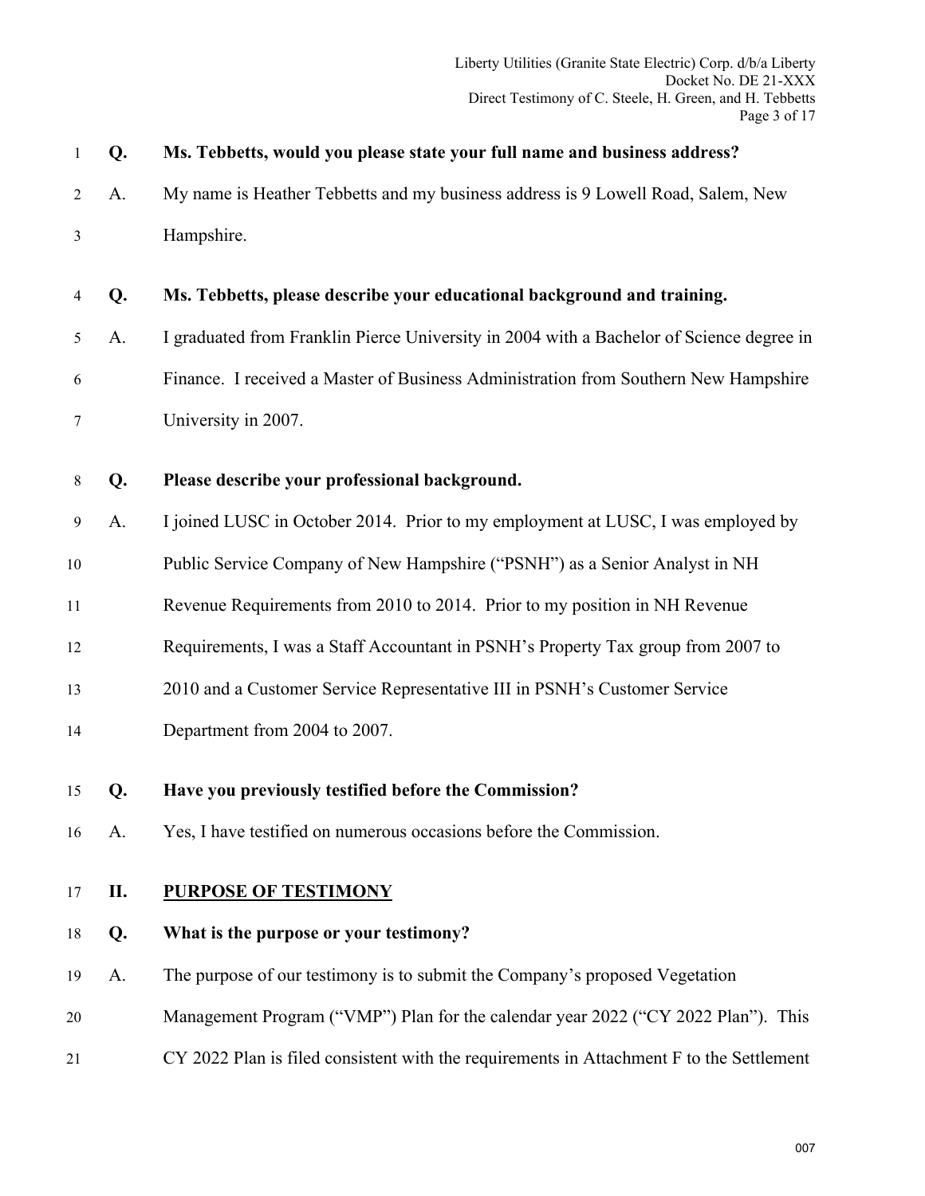**Q. Ms. Tebbetts, would you please state your full name and business address?**

A. My name is Heather Tebbetts and my business address is 9 Lowell Road, Salem, New Hampshire.

**Q. Ms. Tebbetts, please describe your educational background and training.**

A. I graduated from Franklin Pierce University in 2004 with a Bachelor of Science degree in Finance. I received a Master of Business Administration from Southern New Hampshire University in 2007.

**Q. Please describe your professional background.**

A. I joined LUSC in October 2014. Prior to my employment at LUSC, I was employed by Public Service Company of New Hampshire ("PSNH") as a Senior Analyst in NH Revenue Requirements from 2010 to 2014. Prior to my position in NH Revenue Requirements, I was a Staff Accountant in PSNH's Property Tax group from 2007 to 2010 and a Customer Service Representative III in PSNH's Customer Service Department from 2004 to 2007.

**Q. Have you previously testified before the Commission?**

A. Yes, I have testified on numerous occasions before the Commission.

## II. PURPOSE OF TESTIMONY

**Q. What is the purpose or your testimony?**

A. The purpose of our testimony is to submit the Company's proposed Vegetation Management Program ("VMP") Plan for the calendar year 2022 ("CY 2022 Plan"). This CY 2022 Plan is filed consistent with the requirements in Attachment F to the Settlement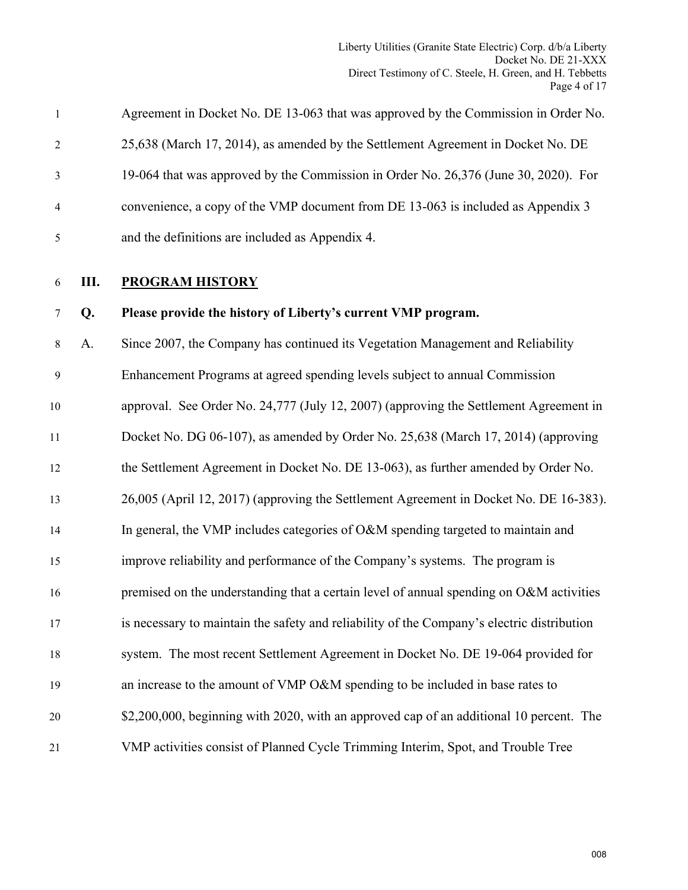Agreement in Docket No. DE 13-063 that was approved by the Commission in Order No. 25,638 (March 17, 2014), as amended by the Settlement Agreement in Docket No. DE 19-064 that was approved by the Commission in Order No. 26,376 (June 30, 2020). For convenience, a copy of the VMP document from DE 13-063 is included as Appendix 3 and the definitions are included as Appendix 4.

## III. PROGRAM HISTORY

**Q. Please provide the history of Liberty's current VMP program.**

A. Since 2007, the Company has continued its Vegetation Management and Reliability Enhancement Programs at agreed spending levels subject to annual Commission approval. See Order No. 24,777 (July 12, 2007) (approving the Settlement Agreement in Docket No. DG 06-107), as amended by Order No. 25,638 (March 17, 2014) (approving the Settlement Agreement in Docket No. DE 13-063), as further amended by Order No. 26,005 (April 12, 2017) (approving the Settlement Agreement in Docket No. DE 16-383). In general, the VMP includes categories of O&M spending targeted to maintain and improve reliability and performance of the Company's systems. The program is premised on the understanding that a certain level of annual spending on O&M activities is necessary to maintain the safety and reliability of the Company's electric distribution system. The most recent Settlement Agreement in Docket No. DE 19-064 provided for an increase to the amount of VMP O&M spending to be included in base rates to $2,200,000, beginning with 2020, with an approved cap of an additional 10 percent. The VMP activities consist of Planned Cycle Trimming Interim, Spot, and Trouble Tree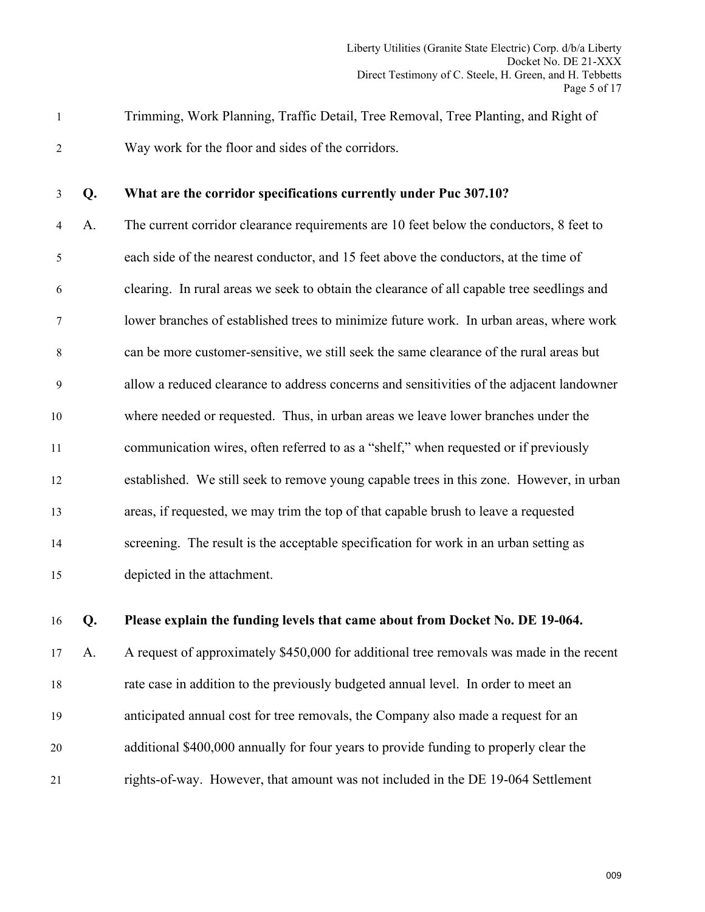Trimming, Work Planning, Traffic Detail, Tree Removal, Tree Planting, and Right of Way work for the floor and sides of the corridors.

**Q. What are the corridor specifications currently under Puc 307.10?**

A. The current corridor clearance requirements are 10 feet below the conductors, 8 feet to each side of the nearest conductor, and 15 feet above the conductors, at the time of clearing. In rural areas we seek to obtain the clearance of all capable tree seedlings and lower branches of established trees to minimize future work. In urban areas, where work can be more customer-sensitive, we still seek the same clearance of the rural areas but allow a reduced clearance to address concerns and sensitivities of the adjacent landowner where needed or requested. Thus, in urban areas we leave lower branches under the communication wires, often referred to as a "shelf," when requested or if previously established. We still seek to remove young capable trees in this zone. However, in urban areas, if requested, we may trim the top of that capable brush to leave a requested screening. The result is the acceptable specification for work in an urban setting as depicted in the attachment.

**Q. Please explain the funding levels that came about from Docket No. DE 19-064.**

A. A request of approximately $450,000 for additional tree removals was made in the recent rate case in addition to the previously budgeted annual level. In order to meet an anticipated annual cost for tree removals, the Company also made a request for an additional $400,000 annually for four years to provide funding to properly clear the rights-of-way. However, that amount was not included in the DE 19-064 Settlement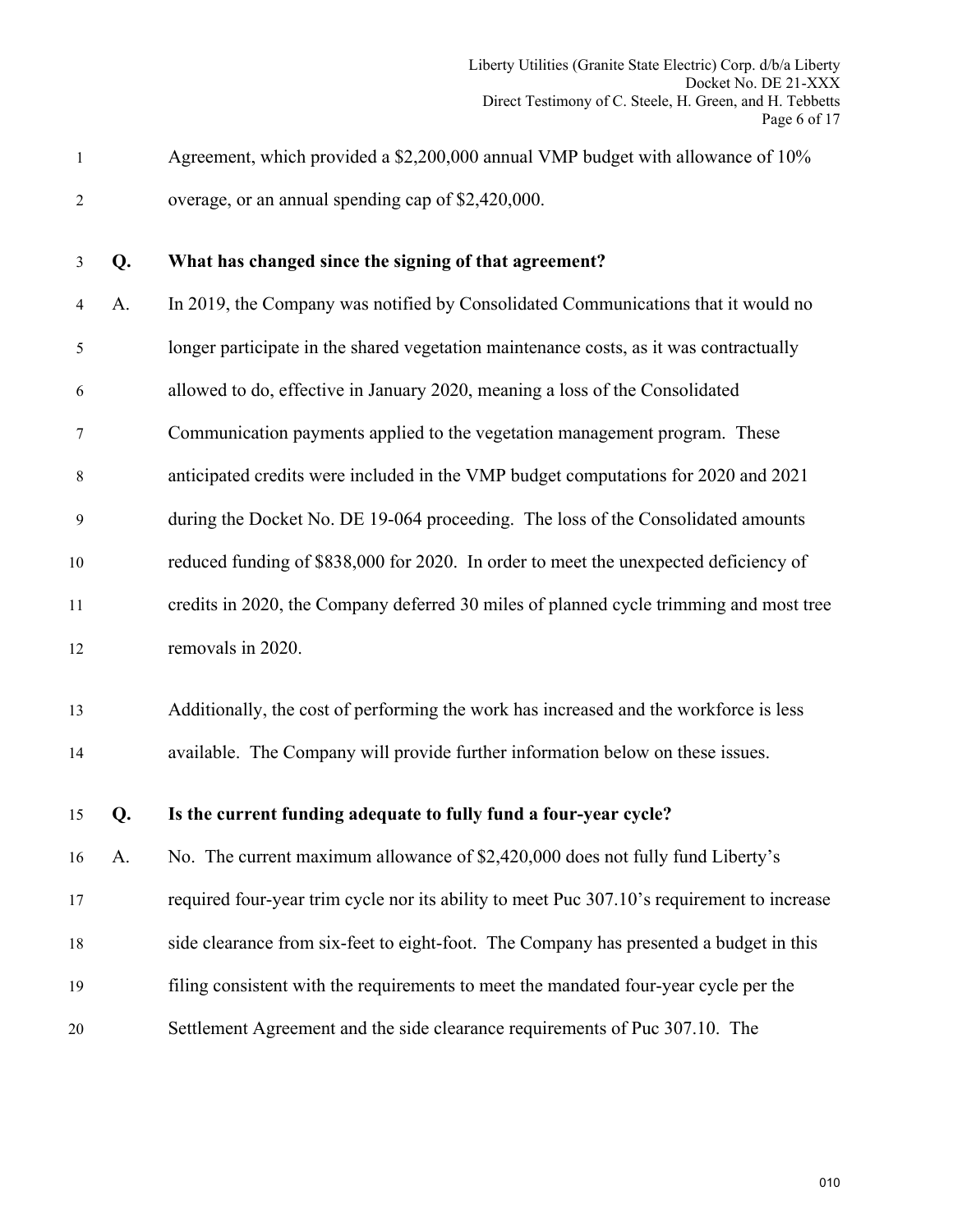Agreement, which provided a $2,200,000 annual VMP budget with allowance of 10% overage, or an annual spending cap of $2,420,000.

**Q. What has changed since the signing of that agreement?**

A. In 2019, the Company was notified by Consolidated Communications that it would no longer participate in the shared vegetation maintenance costs, as it was contractually allowed to do, effective in January 2020, meaning a loss of the Consolidated Communication payments applied to the vegetation management program. These anticipated credits were included in the VMP budget computations for 2020 and 2021 during the Docket No. DE 19-064 proceeding. The loss of the Consolidated amounts reduced funding of $838,000 for 2020. In order to meet the unexpected deficiency of credits in 2020, the Company deferred 30 miles of planned cycle trimming and most tree removals in 2020.

Additionally, the cost of performing the work has increased and the workforce is less available. The Company will provide further information below on these issues.

**Q. Is the current funding adequate to fully fund a four-year cycle?**

A. No. The current maximum allowance of $2,420,000 does not fully fund Liberty's required four-year trim cycle nor its ability to meet Puc 307.10's requirement to increase side clearance from six-feet to eight-foot. The Company has presented a budget in this filing consistent with the requirements to meet the mandated four-year cycle per the Settlement Agreement and the side clearance requirements of Puc 307.10. The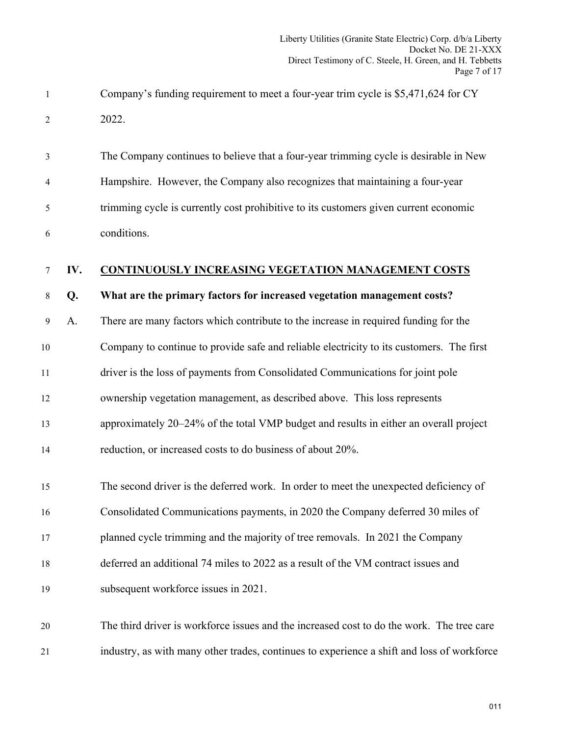Company's funding requirement to meet a four-year trim cycle is $5,471,624 for CY 2022.

The Company continues to believe that a four-year trimming cycle is desirable in New Hampshire. However, the Company also recognizes that maintaining a four-year trimming cycle is currently cost prohibitive to its customers given current economic conditions.

## IV. CONTINUOUSLY INCREASING VEGETATION MANAGEMENT COSTS

**Q. What are the primary factors for increased vegetation management costs?**

A. There are many factors which contribute to the increase in required funding for the Company to continue to provide safe and reliable electricity to its customers. The first driver is the loss of payments from Consolidated Communications for joint pole ownership vegetation management, as described above. This loss represents approximately 20–24% of the total VMP budget and results in either an overall project reduction, or increased costs to do business of about 20%.

The second driver is the deferred work. In order to meet the unexpected deficiency of Consolidated Communications payments, in 2020 the Company deferred 30 miles of planned cycle trimming and the majority of tree removals. In 2021 the Company deferred an additional 74 miles to 2022 as a result of the VM contract issues and subsequent workforce issues in 2021.

The third driver is workforce issues and the increased cost to do the work. The tree care industry, as with many other trades, continues to experience a shift and loss of workforce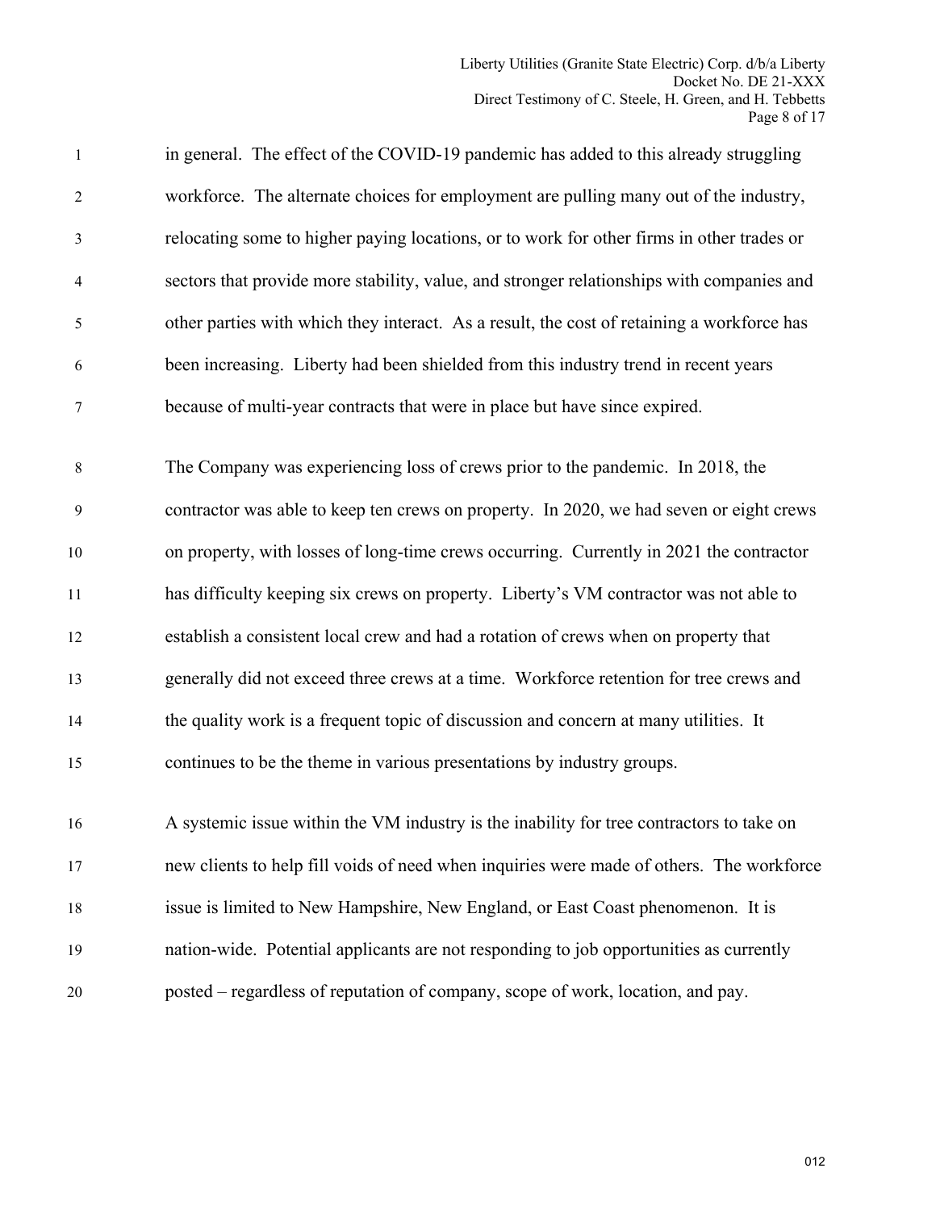in general. The effect of the COVID-19 pandemic has added to this already struggling workforce. The alternate choices for employment are pulling many out of the industry, relocating some to higher paying locations, or to work for other firms in other trades or sectors that provide more stability, value, and stronger relationships with companies and other parties with which they interact. As a result, the cost of retaining a workforce has been increasing. Liberty had been shielded from this industry trend in recent years because of multi-year contracts that were in place but have since expired.

The Company was experiencing loss of crews prior to the pandemic. In 2018, the contractor was able to keep ten crews on property. In 2020, we had seven or eight crews on property, with losses of long-time crews occurring. Currently in 2021 the contractor has difficulty keeping six crews on property. Liberty's VM contractor was not able to establish a consistent local crew and had a rotation of crews when on property that generally did not exceed three crews at a time. Workforce retention for tree crews and the quality work is a frequent topic of discussion and concern at many utilities. It continues to be the theme in various presentations by industry groups.

A systemic issue within the VM industry is the inability for tree contractors to take on new clients to help fill voids of need when inquiries were made of others. The workforce issue is limited to New Hampshire, New England, or East Coast phenomenon. It is nation-wide. Potential applicants are not responding to job opportunities as currently posted – regardless of reputation of company, scope of work, location, and pay.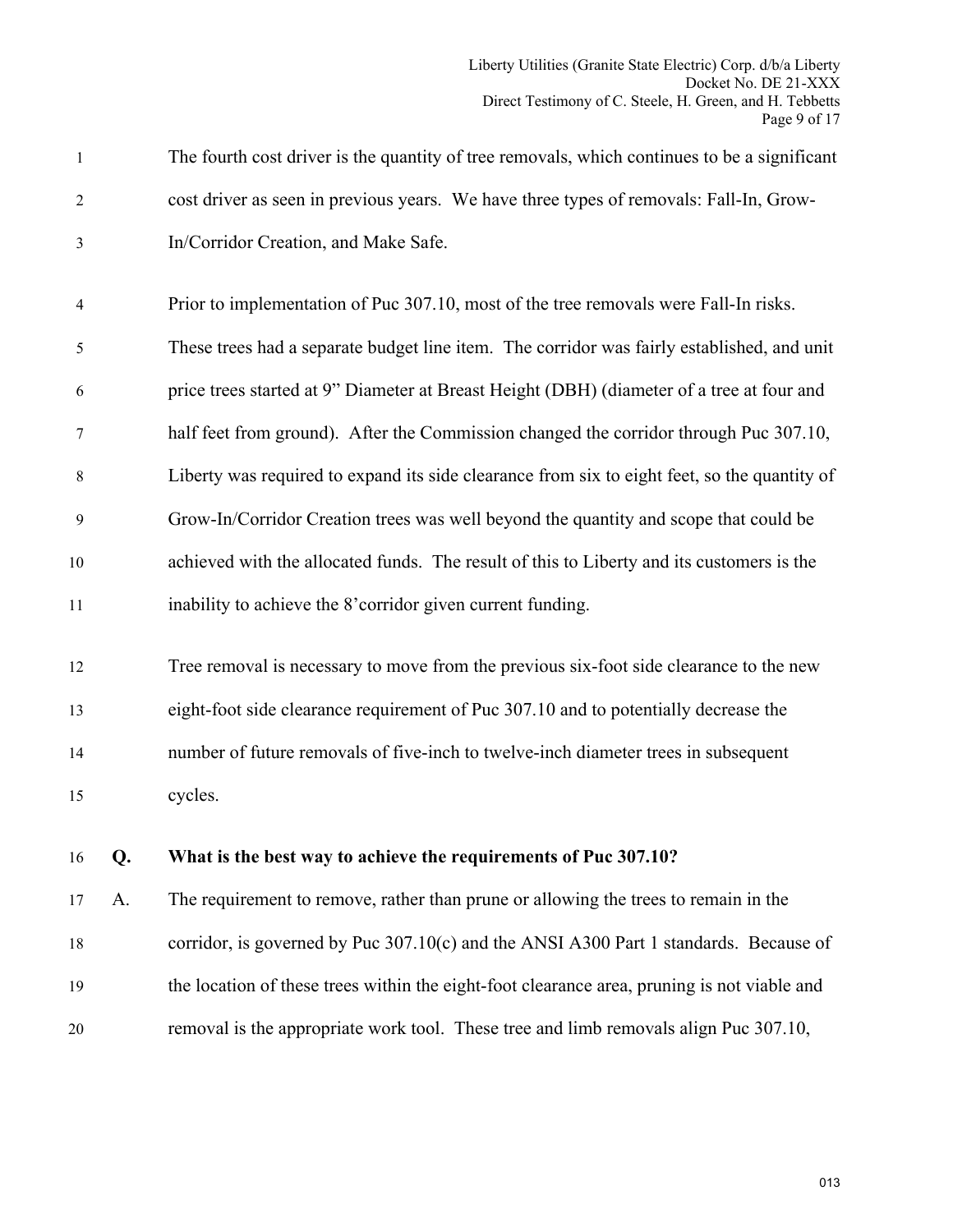The fourth cost driver is the quantity of tree removals, which continues to be a significant cost driver as seen in previous years. We have three types of removals: Fall-In, Grow-In/Corridor Creation, and Make Safe.

Prior to implementation of Puc 307.10, most of the tree removals were Fall-In risks. These trees had a separate budget line item. The corridor was fairly established, and unit price trees started at 9" Diameter at Breast Height (DBH) (diameter of a tree at four and half feet from ground). After the Commission changed the corridor through Puc 307.10, Liberty was required to expand its side clearance from six to eight feet, so the quantity of Grow-In/Corridor Creation trees was well beyond the quantity and scope that could be achieved with the allocated funds. The result of this to Liberty and its customers is the inability to achieve the 8'corridor given current funding.

Tree removal is necessary to move from the previous six-foot side clearance to the new eight-foot side clearance requirement of Puc 307.10 and to potentially decrease the number of future removals of five-inch to twelve-inch diameter trees in subsequent cycles.

**Q. What is the best way to achieve the requirements of Puc 307.10?**

A. The requirement to remove, rather than prune or allowing the trees to remain in the corridor, is governed by Puc 307.10(c) and the ANSI A300 Part 1 standards. Because of the location of these trees within the eight-foot clearance area, pruning is not viable and removal is the appropriate work tool. These tree and limb removals align Puc 307.10,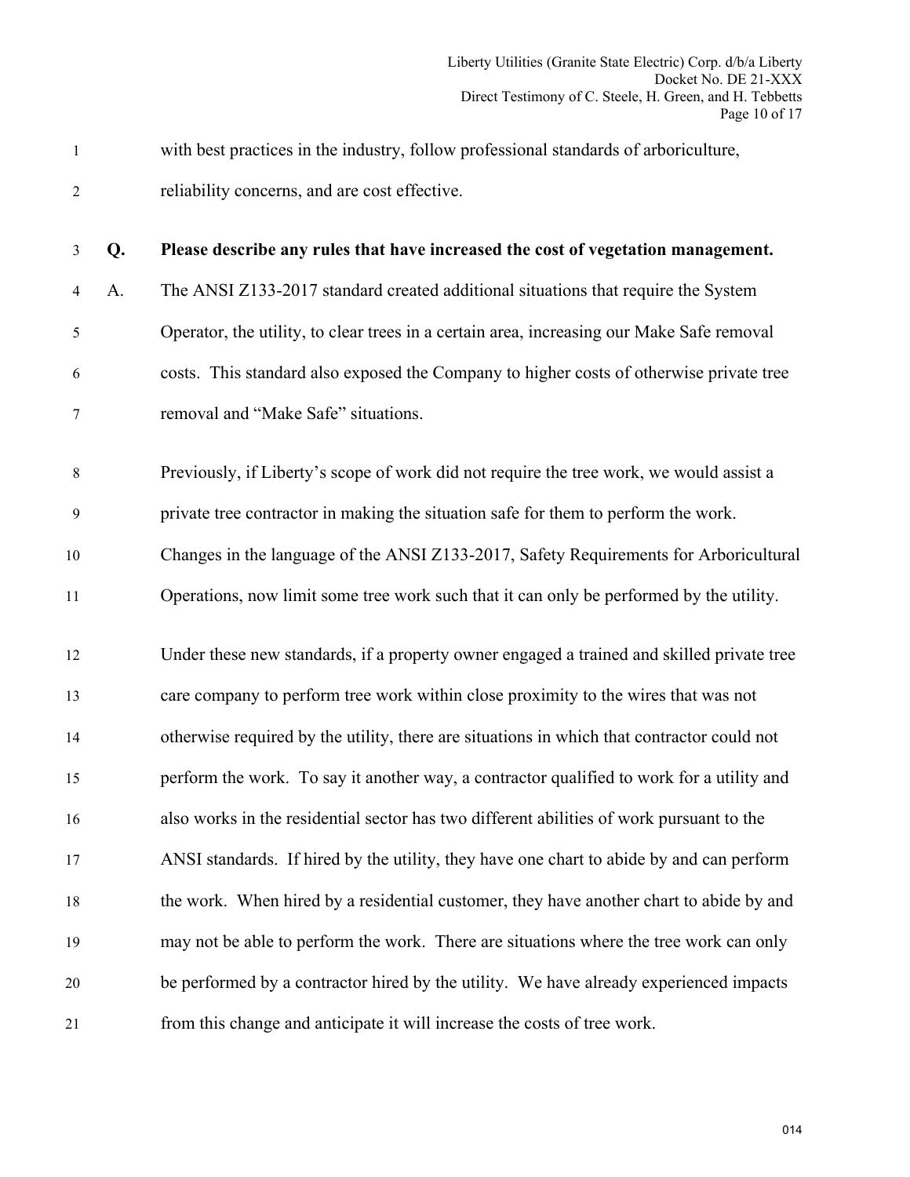with best practices in the industry, follow professional standards of arboriculture, reliability concerns, and are cost effective.

**Q. Please describe any rules that have increased the cost of vegetation management.**

A. The ANSI Z133-2017 standard created additional situations that require the System Operator, the utility, to clear trees in a certain area, increasing our Make Safe removal costs. This standard also exposed the Company to higher costs of otherwise private tree removal and "Make Safe" situations.

Previously, if Liberty's scope of work did not require the tree work, we would assist a private tree contractor in making the situation safe for them to perform the work. Changes in the language of the ANSI Z133-2017, Safety Requirements for Arboricultural Operations, now limit some tree work such that it can only be performed by the utility.

Under these new standards, if a property owner engaged a trained and skilled private tree care company to perform tree work within close proximity to the wires that was not otherwise required by the utility, there are situations in which that contractor could not perform the work. To say it another way, a contractor qualified to work for a utility and also works in the residential sector has two different abilities of work pursuant to the ANSI standards. If hired by the utility, they have one chart to abide by and can perform the work. When hired by a residential customer, they have another chart to abide by and may not be able to perform the work. There are situations where the tree work can only be performed by a contractor hired by the utility. We have already experienced impacts from this change and anticipate it will increase the costs of tree work.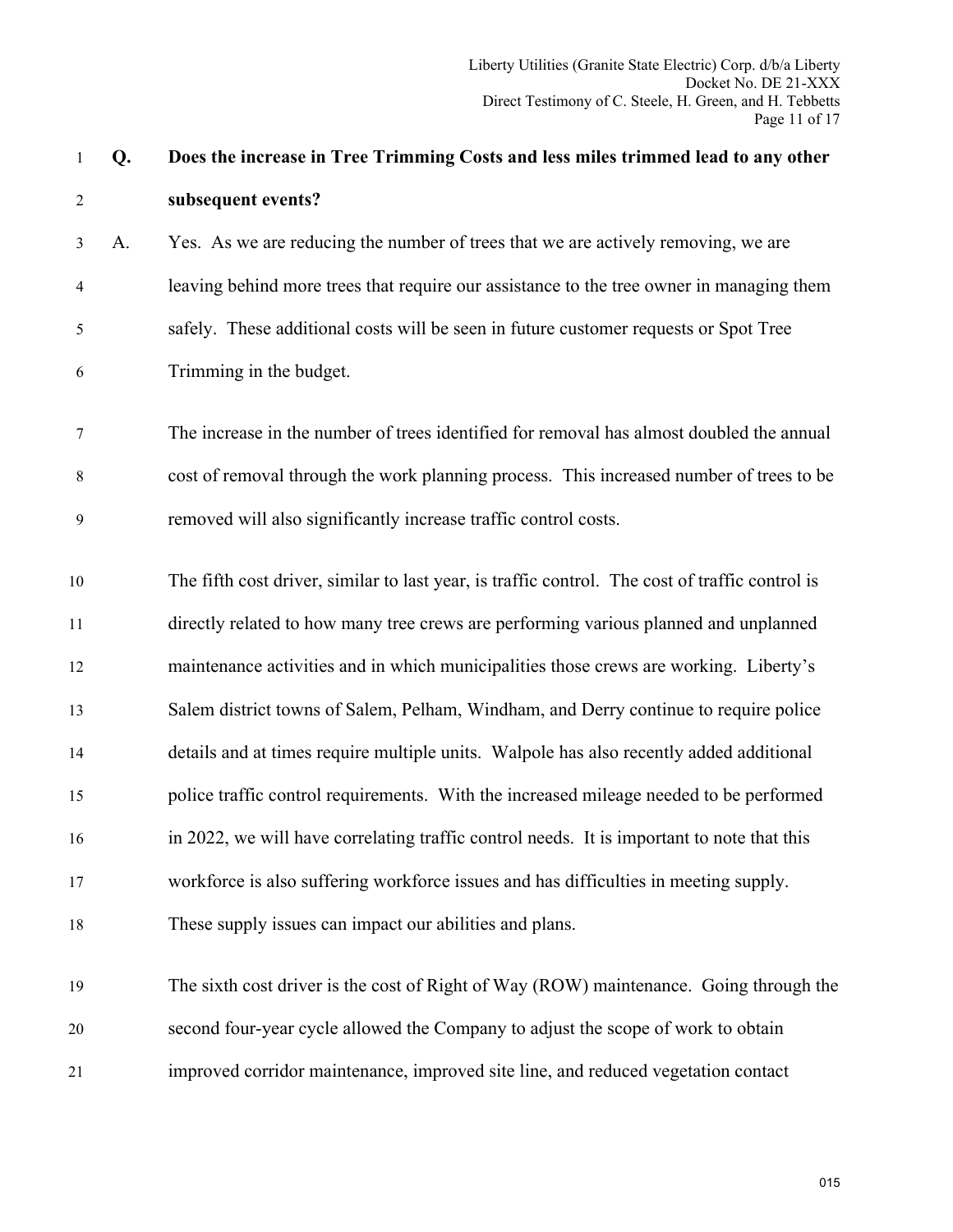**Q. Does the increase in Tree Trimming Costs and less miles trimmed lead to any other subsequent events?**

A. Yes. As we are reducing the number of trees that we are actively removing, we are leaving behind more trees that require our assistance to the tree owner in managing them safely. These additional costs will be seen in future customer requests or Spot Tree Trimming in the budget.

The increase in the number of trees identified for removal has almost doubled the annual cost of removal through the work planning process. This increased number of trees to be removed will also significantly increase traffic control costs.

The fifth cost driver, similar to last year, is traffic control. The cost of traffic control is directly related to how many tree crews are performing various planned and unplanned maintenance activities and in which municipalities those crews are working. Liberty's Salem district towns of Salem, Pelham, Windham, and Derry continue to require police details and at times require multiple units. Walpole has also recently added additional police traffic control requirements. With the increased mileage needed to be performed in 2022, we will have correlating traffic control needs. It is important to note that this workforce is also suffering workforce issues and has difficulties in meeting supply. These supply issues can impact our abilities and plans.

The sixth cost driver is the cost of Right of Way (ROW) maintenance. Going through the second four-year cycle allowed the Company to adjust the scope of work to obtain improved corridor maintenance, improved site line, and reduced vegetation contact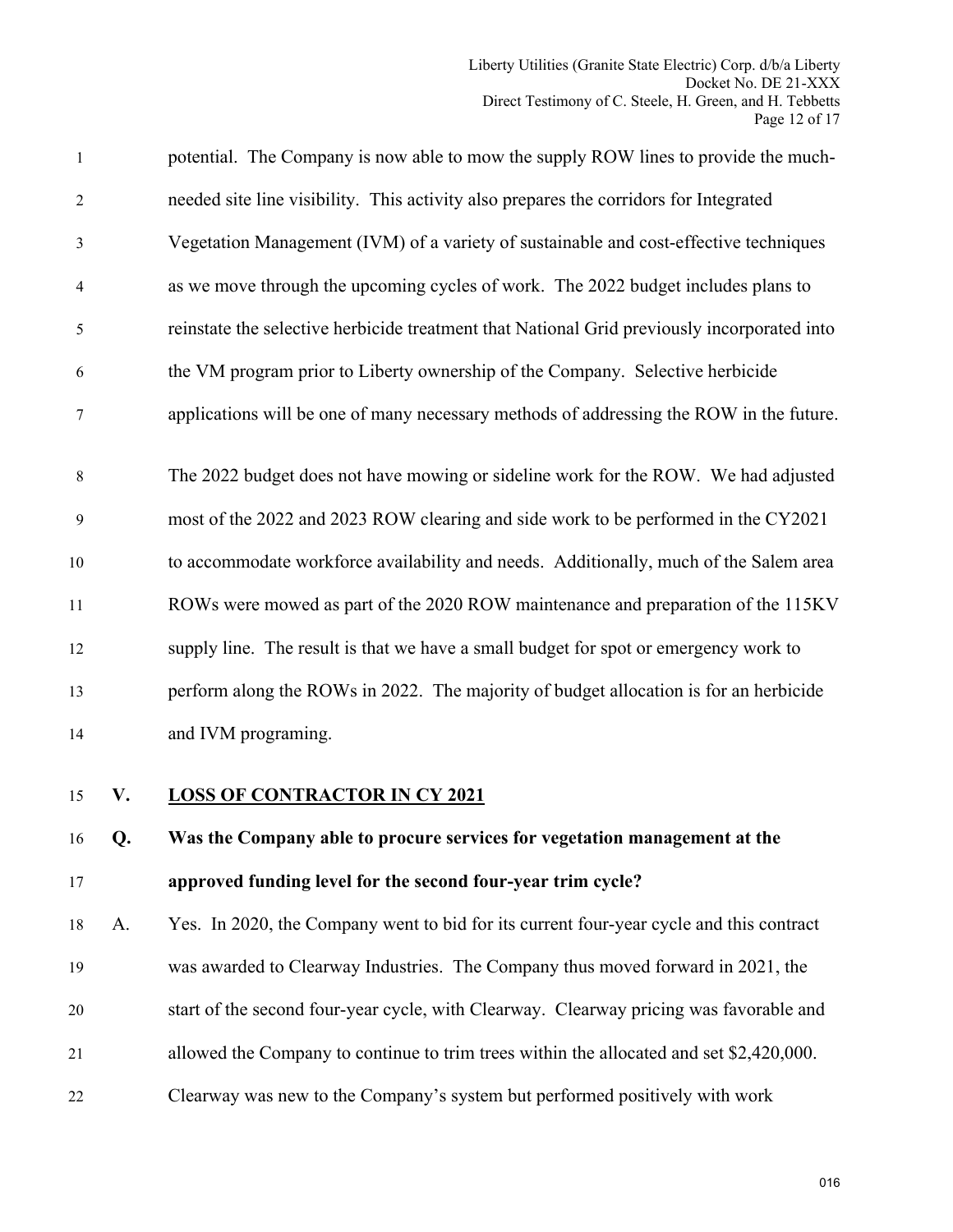potential. The Company is now able to mow the supply ROW lines to provide the much-needed site line visibility. This activity also prepares the corridors for Integrated Vegetation Management (IVM) of a variety of sustainable and cost-effective techniques as we move through the upcoming cycles of work. The 2022 budget includes plans to reinstate the selective herbicide treatment that National Grid previously incorporated into the VM program prior to Liberty ownership of the Company. Selective herbicide applications will be one of many necessary methods of addressing the ROW in the future.

The 2022 budget does not have mowing or sideline work for the ROW. We had adjusted most of the 2022 and 2023 ROW clearing and side work to be performed in the CY2021 to accommodate workforce availability and needs. Additionally, much of the Salem area ROWs were mowed as part of the 2020 ROW maintenance and preparation of the 115KV supply line. The result is that we have a small budget for spot or emergency work to perform along the ROWs in 2022. The majority of budget allocation is for an herbicide and IVM programing.

## V. LOSS OF CONTRACTOR IN CY 2021

**Q. Was the Company able to procure services for vegetation management at the approved funding level for the second four-year trim cycle?**

A. Yes. In 2020, the Company went to bid for its current four-year cycle and this contract was awarded to Clearway Industries. The Company thus moved forward in 2021, the start of the second four-year cycle, with Clearway. Clearway pricing was favorable and allowed the Company to continue to trim trees within the allocated and set $2,420,000. Clearway was new to the Company's system but performed positively with work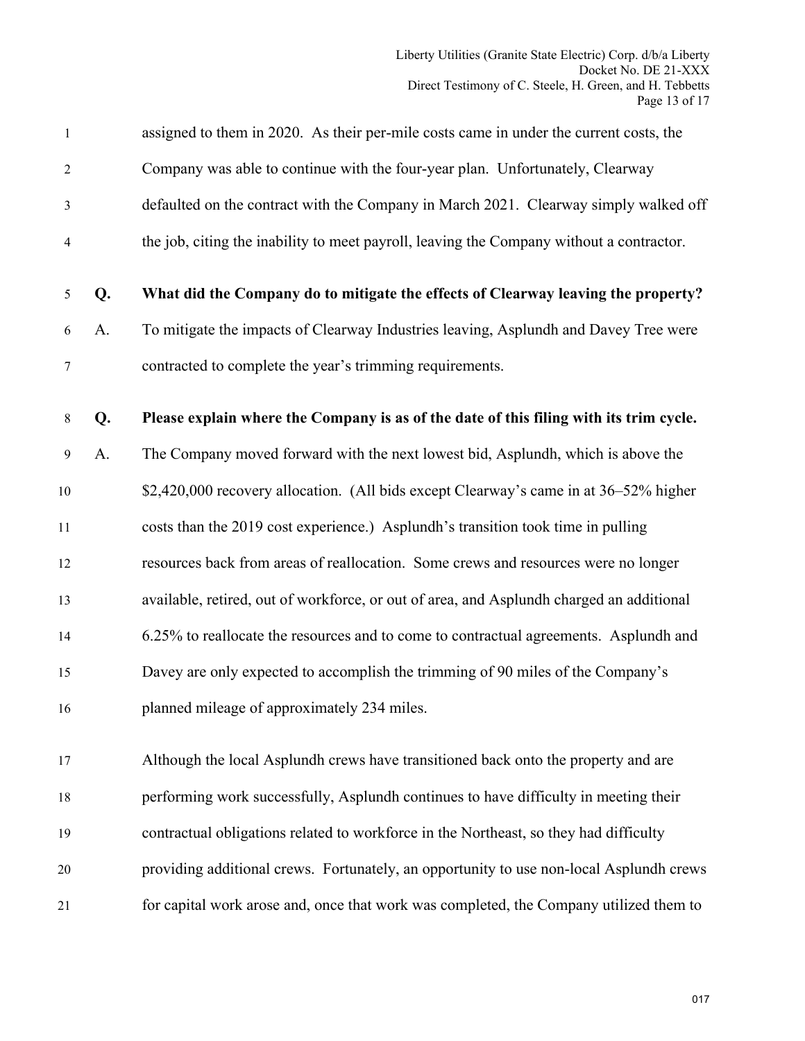assigned to them in 2020. As their per-mile costs came in under the current costs, the Company was able to continue with the four-year plan. Unfortunately, Clearway defaulted on the contract with the Company in March 2021. Clearway simply walked off the job, citing the inability to meet payroll, leaving the Company without a contractor.

**Q. What did the Company do to mitigate the effects of Clearway leaving the property?**

A. To mitigate the impacts of Clearway Industries leaving, Asplundh and Davey Tree were contracted to complete the year's trimming requirements.

**Q. Please explain where the Company is as of the date of this filing with its trim cycle.**

A. The Company moved forward with the next lowest bid, Asplundh, which is above the $2,420,000 recovery allocation. (All bids except Clearway's came in at 36–52% higher costs than the 2019 cost experience.) Asplundh's transition took time in pulling resources back from areas of reallocation. Some crews and resources were no longer available, retired, out of workforce, or out of area, and Asplundh charged an additional 6.25% to reallocate the resources and to come to contractual agreements. Asplundh and Davey are only expected to accomplish the trimming of 90 miles of the Company's planned mileage of approximately 234 miles.

Although the local Asplundh crews have transitioned back onto the property and are performing work successfully, Asplundh continues to have difficulty in meeting their contractual obligations related to workforce in the Northeast, so they had difficulty providing additional crews. Fortunately, an opportunity to use non-local Asplundh crews for capital work arose and, once that work was completed, the Company utilized them to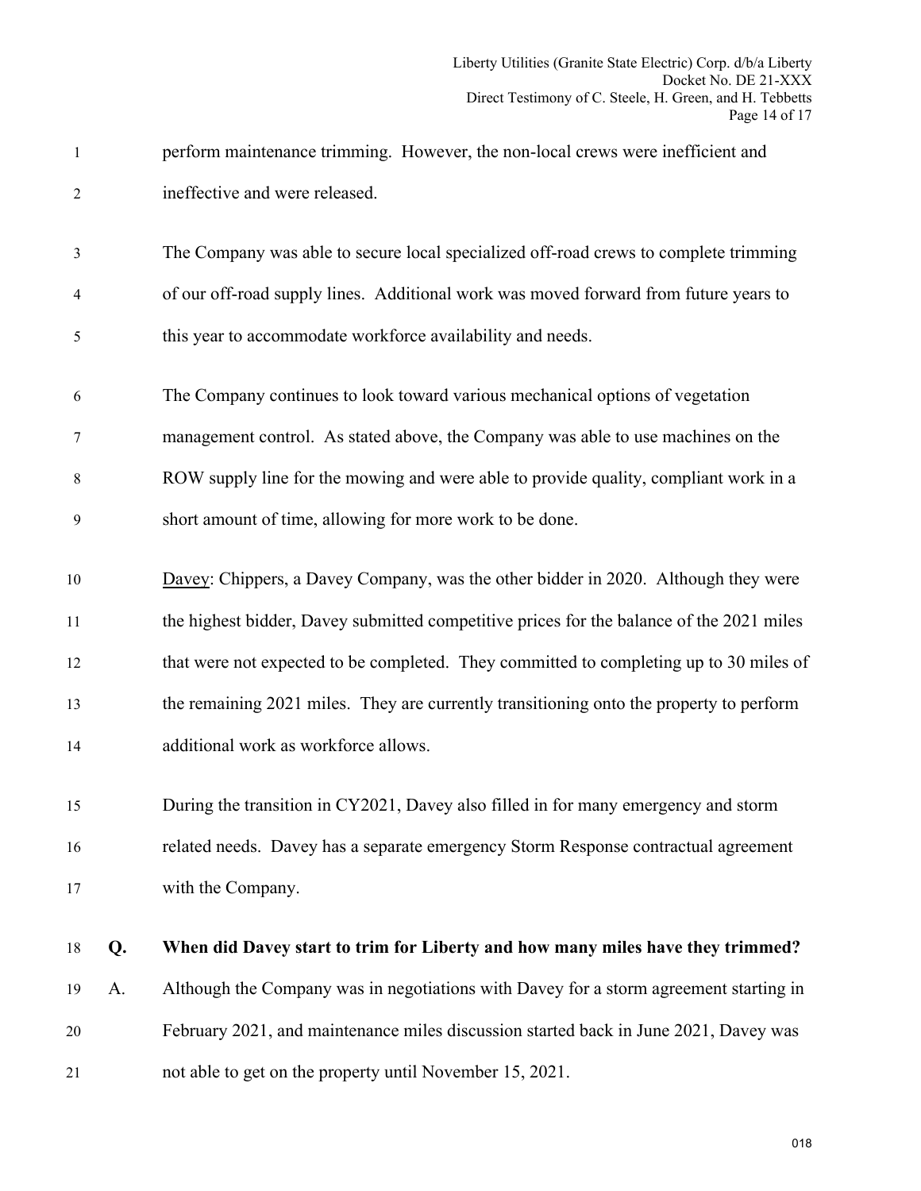perform maintenance trimming. However, the non-local crews were inefficient and ineffective and were released.

The Company was able to secure local specialized off-road crews to complete trimming of our off-road supply lines. Additional work was moved forward from future years to this year to accommodate workforce availability and needs.

The Company continues to look toward various mechanical options of vegetation management control. As stated above, the Company was able to use machines on the ROW supply line for the mowing and were able to provide quality, compliant work in a short amount of time, allowing for more work to be done.

Davey: Chippers, a Davey Company, was the other bidder in 2020. Although they were the highest bidder, Davey submitted competitive prices for the balance of the 2021 miles that were not expected to be completed. They committed to completing up to 30 miles of the remaining 2021 miles. They are currently transitioning onto the property to perform additional work as workforce allows.

During the transition in CY2021, Davey also filled in for many emergency and storm related needs. Davey has a separate emergency Storm Response contractual agreement with the Company.

**Q. When did Davey start to trim for Liberty and how many miles have they trimmed?**

A. Although the Company was in negotiations with Davey for a storm agreement starting in February 2021, and maintenance miles discussion started back in June 2021, Davey was not able to get on the property until November 15, 2021.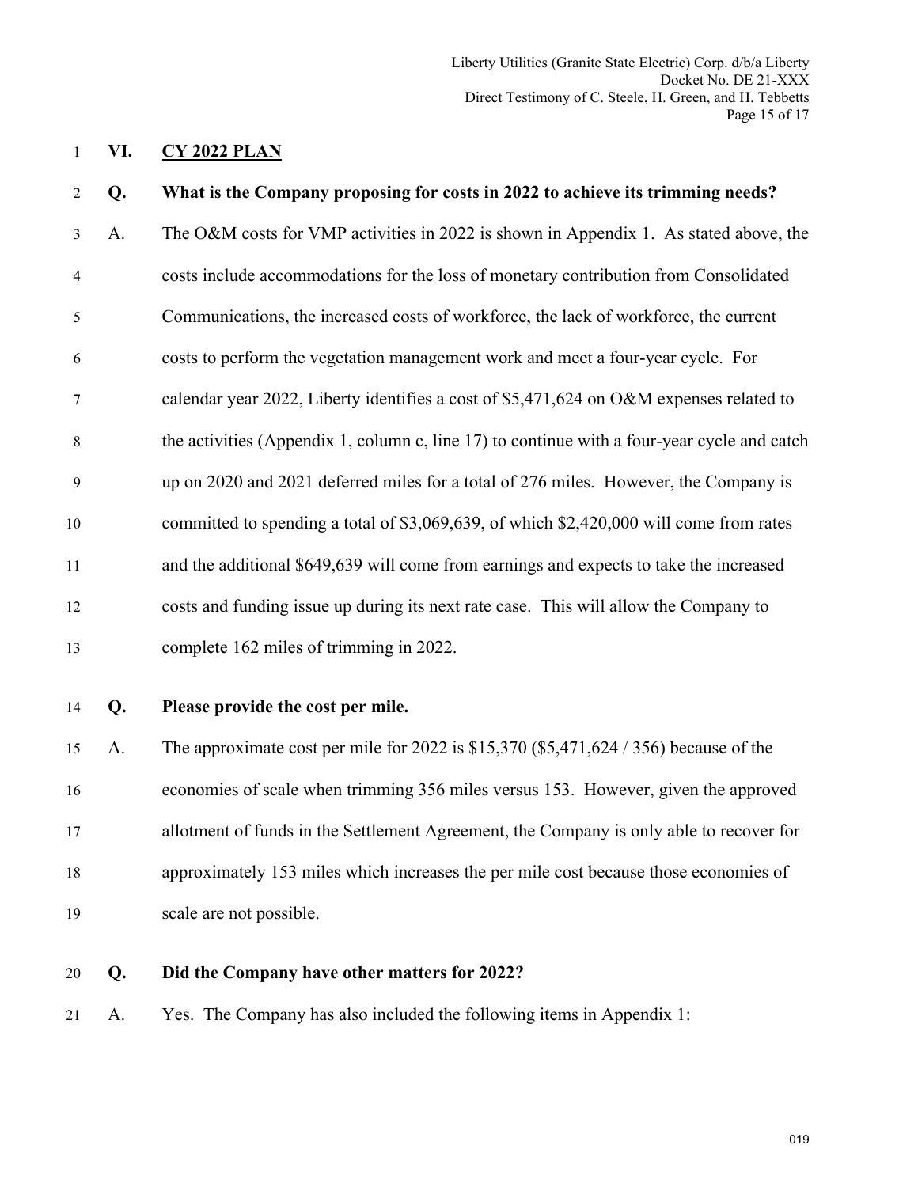## VI. CY 2022 PLAN

**Q. What is the Company proposing for costs in 2022 to achieve its trimming needs?**

A. The O&M costs for VMP activities in 2022 is shown in Appendix 1. As stated above, the costs include accommodations for the loss of monetary contribution from Consolidated Communications, the increased costs of workforce, the lack of workforce, the current costs to perform the vegetation management work and meet a four-year cycle. For calendar year 2022, Liberty identifies a cost of $5,471,624 on O&M expenses related to the activities (Appendix 1, column c, line 17) to continue with a four-year cycle and catch up on 2020 and 2021 deferred miles for a total of 276 miles. However, the Company is committed to spending a total of $3,069,639, of which $2,420,000 will come from rates and the additional $649,639 will come from earnings and expects to take the increased costs and funding issue up during its next rate case. This will allow the Company to complete 162 miles of trimming in 2022.

**Q. Please provide the cost per mile.**

A. The approximate cost per mile for 2022 is $15,370 ($5,471,624 / 356) because of the economies of scale when trimming 356 miles versus 153. However, given the approved allotment of funds in the Settlement Agreement, the Company is only able to recover for approximately 153 miles which increases the per mile cost because those economies of scale are not possible.

**Q. Did the Company have other matters for 2022?**

A. Yes. The Company has also included the following items in Appendix 1: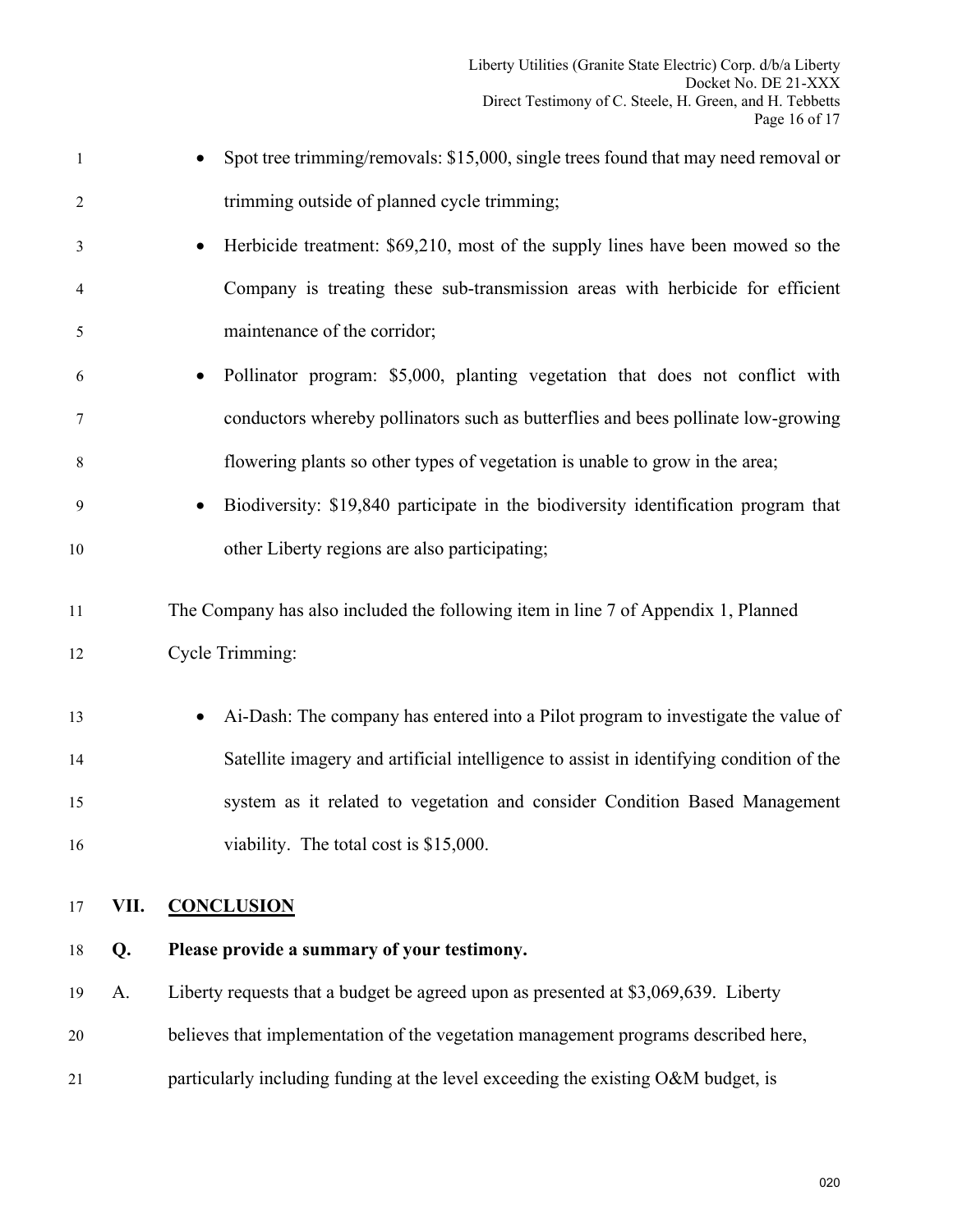- Spot tree trimming/removals: $15,000, single trees found that may need removal or trimming outside of planned cycle trimming;
- Herbicide treatment: $69,210, most of the supply lines have been mowed so the Company is treating these sub-transmission areas with herbicide for efficient maintenance of the corridor;
- Pollinator program: $5,000, planting vegetation that does not conflict with conductors whereby pollinators such as butterflies and bees pollinate low-growing flowering plants so other types of vegetation is unable to grow in the area;
- Biodiversity: $19,840 participate in the biodiversity identification program that other Liberty regions are also participating;

The Company has also included the following item in line 7 of Appendix 1, Planned Cycle Trimming:

- Ai-Dash: The company has entered into a Pilot program to investigate the value of Satellite imagery and artificial intelligence to assist in identifying condition of the system as it related to vegetation and consider Condition Based Management viability. The total cost is $15,000.

## VII. CONCLUSION

**Q. Please provide a summary of your testimony.**

A. Liberty requests that a budget be agreed upon as presented at $3,069,639. Liberty believes that implementation of the vegetation management programs described here, particularly including funding at the level exceeding the existing O&M budget, is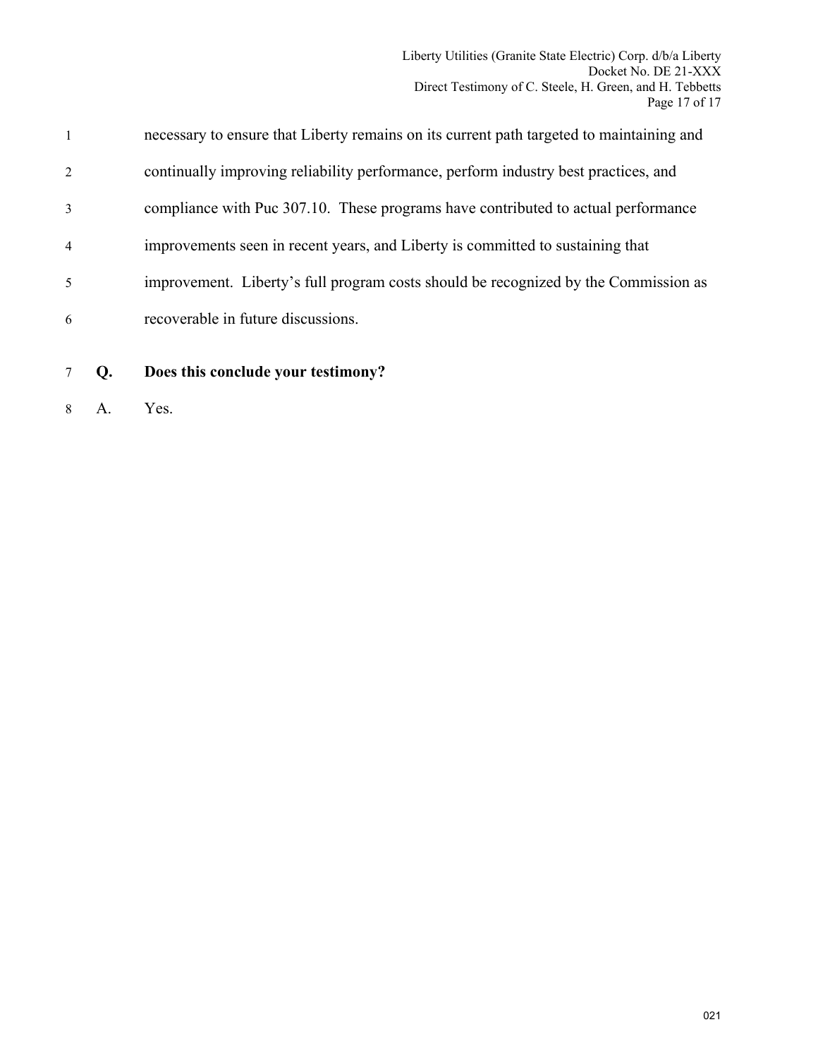necessary to ensure that Liberty remains on its current path targeted to maintaining and continually improving reliability performance, perform industry best practices, and compliance with Puc 307.10. These programs have contributed to actual performance improvements seen in recent years, and Liberty is committed to sustaining that improvement. Liberty's full program costs should be recognized by the Commission as recoverable in future discussions.

**Q. Does this conclude your testimony?**

A. Yes.